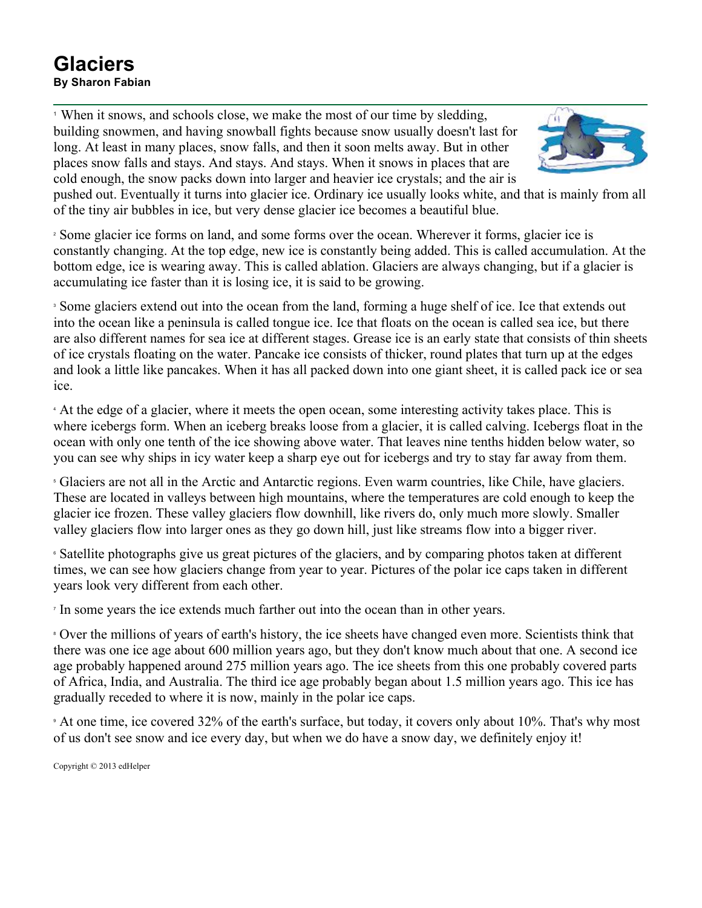# Glaciers

**By Sharon Fabian**

1 When it snows, and schools close, we make the most of our time by sledding, building snowmen, and having snowball fights because snow usually doesn't last for long. At least in many places, snow falls, and then it soon melts away. But in other places snow falls and stays. And stays. And stays. When it snows in places that are cold enough, the snow packs down into larger and heavier ice crystals; and the air is pushed out. Eventually it turns into glacier ice. Ordinary ice usually looks white, and that is mainly from all of the tiny air bubbles in ice, but very dense glacier ice becomes a beautiful blue.

2 Some glacier ice forms on land, and some forms over the ocean. Wherever it forms, glacier ice is constantly changing. At the top edge, new ice is constantly being added. This is called accumulation. At the bottom edge, ice is wearing away. This is called ablation. Glaciers are always changing, but if a glacier is accumulating ice faster than it is losing ice, it is said to be growing.

3 Some glaciers extend out into the ocean from the land, forming a huge shelf of ice. Ice that extends out into the ocean like a peninsula is called tongue ice. Ice that floats on the ocean is called sea ice, but there are also different names for sea ice at different stages. Grease ice is an early state that consists of thin sheets of ice crystals floating on the water. Pancake ice consists of thicker, round plates that turn up at the edges and look a little like pancakes. When it has all packed down into one giant sheet, it is called pack ice or sea ice.

4 At the edge of a glacier, where it meets the open ocean, some interesting activity takes place. This is where icebergs form. When an iceberg breaks loose from a glacier, it is called calving. Icebergs float in the ocean with only one tenth of the ice showing above water. That leaves nine tenths hidden below water, so you can see why ships in icy water keep a sharp eye out for icebergs and try to stay far away from them.

5 Glaciers are not all in the Arctic and Antarctic regions. Even warm countries, like Chile, have glaciers. These are located in valleys between high mountains, where the temperatures are cold enough to keep the glacier ice frozen. These valley glaciers flow downhill, like rivers do, only much more slowly. Smaller valley glaciers flow into larger ones as they go down hill, just like streams flow into a bigger river.

6 Satellite photographs give us great pictures of the glaciers, and by comparing photos taken at different times, we can see how glaciers change from year to year. Pictures of the polar ice caps taken in different years look very different from each other.

7 In some years the ice extends much farther out into the ocean than in other years.

8 Over the millions of years of earth's history, the ice sheets have changed even more. Scientists think that there was one ice age about 600 million years ago, but they don't know much about that one. A second ice age probably happened around 275 million years ago. The ice sheets from this one probably covered parts of Africa, India, and Australia. The third ice age probably began about 1.5 million years ago. This ice has gradually receded to where it is now, mainly in the polar ice caps.

9 At one time, ice covered 32% of the earth's surface, but today, it covers only about 10%. That's why most of us don't see snow and ice every day, but when we do have a snow day, we definitely enjoy it!

Copyright © 2013 edHelper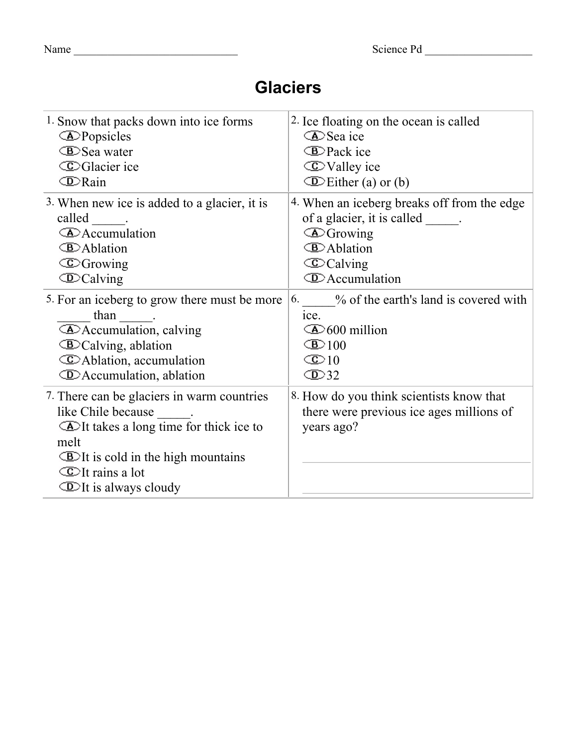Name _____________________________ Science Pd ___________________

# Glaciers

1. Snow that packs down into ice forms
   - (A) Popsicles
   - (B) Sea water
   - (C) Glacier ice
   - (D) Rain

2. Ice floating on the ocean is called
   - (A) Sea ice
   - (B) Pack ice
   - (C) Valley ice
   - (D) Either (a) or (b)

3. When new ice is added to a glacier, it is called _____.
   - (A) Accumulation
   - (B) Ablation
   - (C) Growing
   - (D) Calving

4. When an iceberg breaks off from the edge of a glacier, it is called _____.
   - (A) Growing
   - (B) Ablation
   - (C) Calving
   - (D) Accumulation

5. For an iceberg to grow there must be more _____ than _____.
   - (A) Accumulation, calving
   - (B) Calving, ablation
   - (C) Ablation, accumulation
   - (D) Accumulation, ablation

6. _____% of the earth's land is covered with ice.
   - (A) 600 million
   - (B) 100
   - (C) 10
   - (D) 32

7. There can be glaciers in warm countries like Chile because _____.
   - (A) It takes a long time for thick ice to melt
   - (B) It is cold in the high mountains
   - (C) It rains a lot
   - (D) It is always cloudy

8. How do you think scientists know that there were previous ice ages millions of years ago?

   ______________________________________________

   ______________________________________________